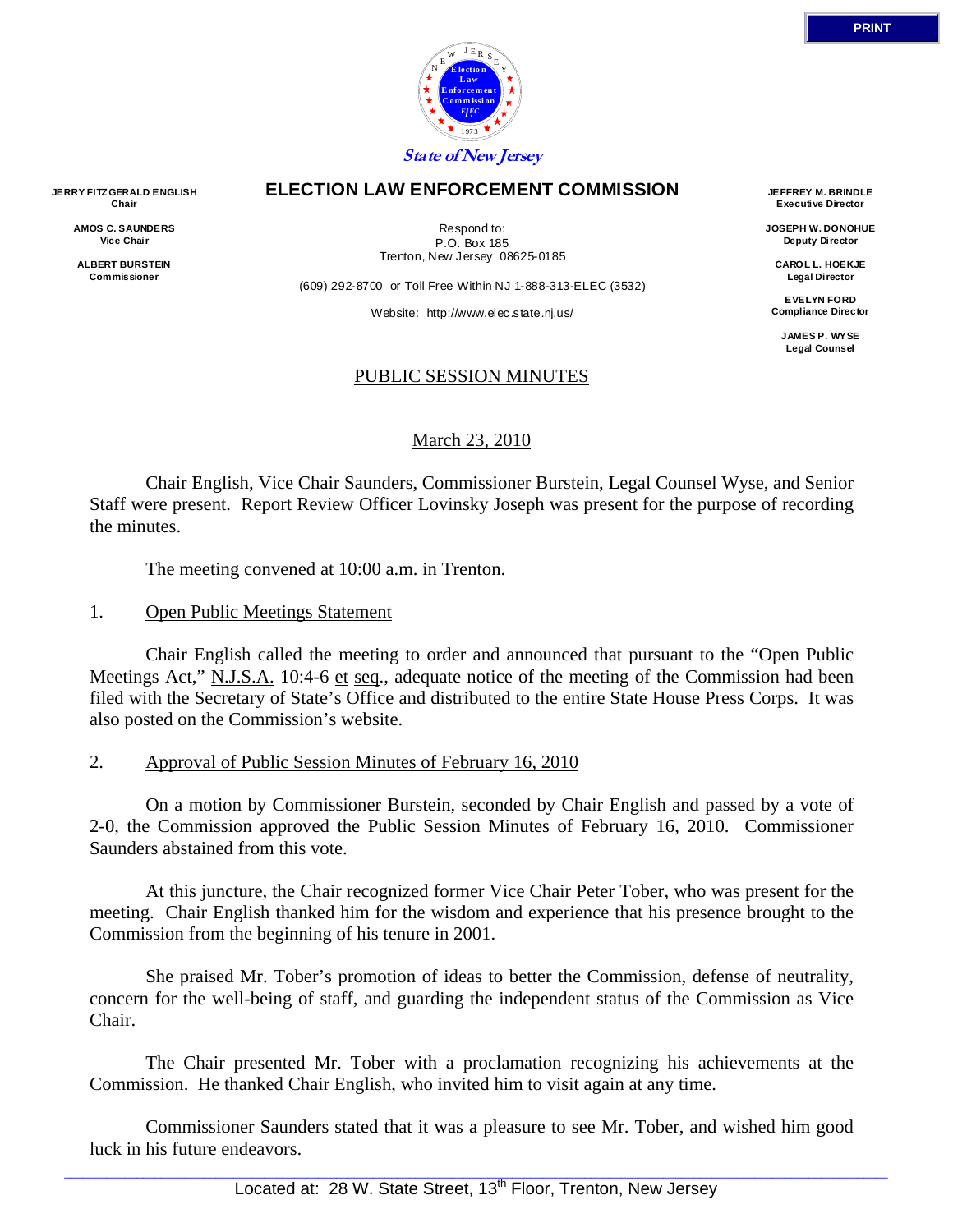PRINT

State of New Jersey

# ELECTION LAW ENFORCEMENT COMMISSION

**JERRY FITZGERALD ENGLISH**
**Chair**

**AMOS C. SAUNDERS**
**Vice Chair**

**ALBERT BURSTEIN**
**Commissioner**

Respond to:
P.O. Box 185
Trenton, New Jersey 08625-0185

(609) 292-8700 or Toll Free Within NJ 1-888-313-ELEC (3532)

Website: http://www.elec.state.nj.us/

**JEFFREY M. BRINDLE**
**Executive Director**

**JOSEPH W. DONOHUE**
**Deputy Director**

**CAROL L. HOEKJE**
**Legal Director**

**EVELYN FORD**
**Compliance Director**

**JAMES P. WYSE**
**Legal Counsel**

## PUBLIC SESSION MINUTES

March 23, 2010

Chair English, Vice Chair Saunders, Commissioner Burstein, Legal Counsel Wyse, and Senior Staff were present. Report Review Officer Lovinsky Joseph was present for the purpose of recording the minutes.

The meeting convened at 10:00 a.m. in Trenton.

1. Open Public Meetings Statement

Chair English called the meeting to order and announced that pursuant to the "Open Public Meetings Act," N.J.S.A. 10:4-6 et seq., adequate notice of the meeting of the Commission had been filed with the Secretary of State's Office and distributed to the entire State House Press Corps. It was also posted on the Commission's website.

2. Approval of Public Session Minutes of February 16, 2010

On a motion by Commissioner Burstein, seconded by Chair English and passed by a vote of 2-0, the Commission approved the Public Session Minutes of February 16, 2010. Commissioner Saunders abstained from this vote.

At this juncture, the Chair recognized former Vice Chair Peter Tober, who was present for the meeting. Chair English thanked him for the wisdom and experience that his presence brought to the Commission from the beginning of his tenure in 2001.

She praised Mr. Tober's promotion of ideas to better the Commission, defense of neutrality, concern for the well-being of staff, and guarding the independent status of the Commission as Vice Chair.

The Chair presented Mr. Tober with a proclamation recognizing his achievements at the Commission. He thanked Chair English, who invited him to visit again at any time.

Commissioner Saunders stated that it was a pleasure to see Mr. Tober, and wished him good luck in his future endeavors.

Located at: 28 W. State Street, 13th Floor, Trenton, New Jersey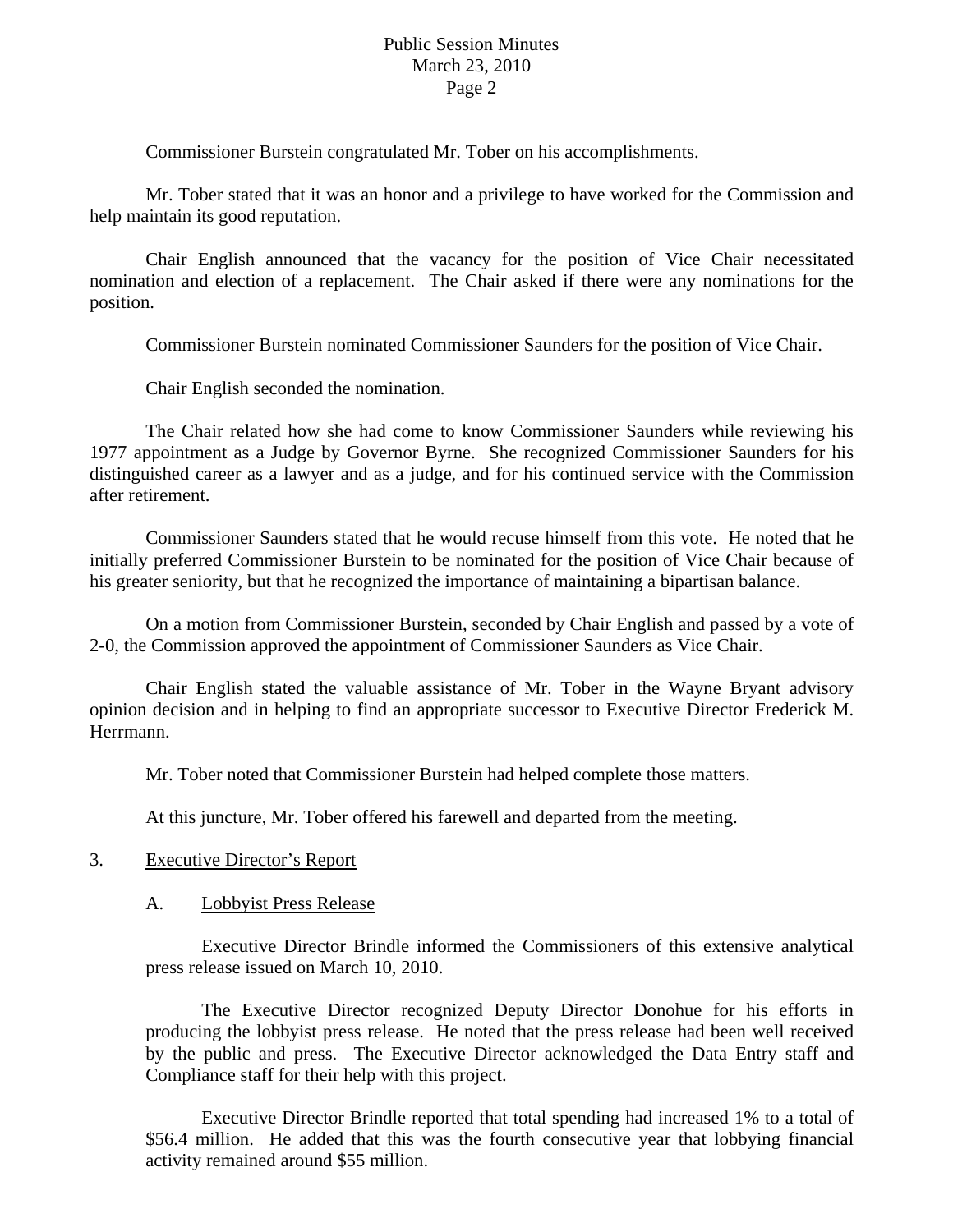Commissioner Burstein congratulated Mr. Tober on his accomplishments.

Mr. Tober stated that it was an honor and a privilege to have worked for the Commission and help maintain its good reputation.

Chair English announced that the vacancy for the position of Vice Chair necessitated nomination and election of a replacement. The Chair asked if there were any nominations for the position.

Commissioner Burstein nominated Commissioner Saunders for the position of Vice Chair.

Chair English seconded the nomination.

The Chair related how she had come to know Commissioner Saunders while reviewing his 1977 appointment as a Judge by Governor Byrne. She recognized Commissioner Saunders for his distinguished career as a lawyer and as a judge, and for his continued service with the Commission after retirement.

Commissioner Saunders stated that he would recuse himself from this vote. He noted that he initially preferred Commissioner Burstein to be nominated for the position of Vice Chair because of his greater seniority, but that he recognized the importance of maintaining a bipartisan balance.

On a motion from Commissioner Burstein, seconded by Chair English and passed by a vote of 2-0, the Commission approved the appointment of Commissioner Saunders as Vice Chair.

Chair English stated the valuable assistance of Mr. Tober in the Wayne Bryant advisory opinion decision and in helping to find an appropriate successor to Executive Director Frederick M. Herrmann.

Mr. Tober noted that Commissioner Burstein had helped complete those matters.

At this juncture, Mr. Tober offered his farewell and departed from the meeting.

3. Executive Director's Report

A. Lobbyist Press Release

Executive Director Brindle informed the Commissioners of this extensive analytical press release issued on March 10, 2010.

The Executive Director recognized Deputy Director Donohue for his efforts in producing the lobbyist press release. He noted that the press release had been well received by the public and press. The Executive Director acknowledged the Data Entry staff and Compliance staff for their help with this project.

Executive Director Brindle reported that total spending had increased 1% to a total of $56.4 million. He added that this was the fourth consecutive year that lobbying financial activity remained around $55 million.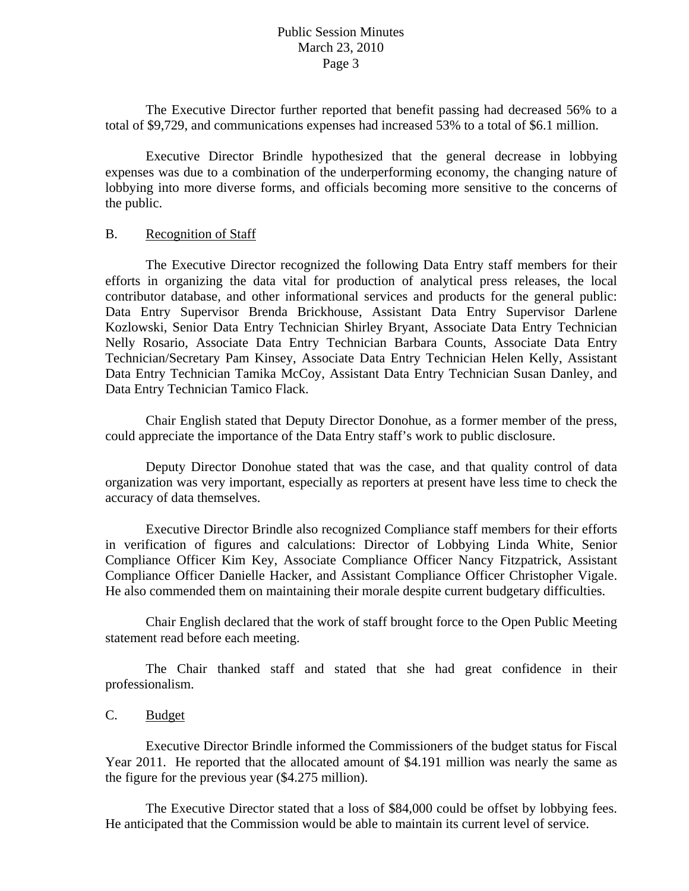The Executive Director further reported that benefit passing had decreased 56% to a total of $9,729, and communications expenses had increased 53% to a total of $6.1 million.

Executive Director Brindle hypothesized that the general decrease in lobbying expenses was due to a combination of the underperforming economy, the changing nature of lobbying into more diverse forms, and officials becoming more sensitive to the concerns of the public.

B. Recognition of Staff

The Executive Director recognized the following Data Entry staff members for their efforts in organizing the data vital for production of analytical press releases, the local contributor database, and other informational services and products for the general public: Data Entry Supervisor Brenda Brickhouse, Assistant Data Entry Supervisor Darlene Kozlowski, Senior Data Entry Technician Shirley Bryant, Associate Data Entry Technician Nelly Rosario, Associate Data Entry Technician Barbara Counts, Associate Data Entry Technician/Secretary Pam Kinsey, Associate Data Entry Technician Helen Kelly, Assistant Data Entry Technician Tamika McCoy, Assistant Data Entry Technician Susan Danley, and Data Entry Technician Tamico Flack.

Chair English stated that Deputy Director Donohue, as a former member of the press, could appreciate the importance of the Data Entry staff's work to public disclosure.

Deputy Director Donohue stated that was the case, and that quality control of data organization was very important, especially as reporters at present have less time to check the accuracy of data themselves.

Executive Director Brindle also recognized Compliance staff members for their efforts in verification of figures and calculations: Director of Lobbying Linda White, Senior Compliance Officer Kim Key, Associate Compliance Officer Nancy Fitzpatrick, Assistant Compliance Officer Danielle Hacker, and Assistant Compliance Officer Christopher Vigale. He also commended them on maintaining their morale despite current budgetary difficulties.

Chair English declared that the work of staff brought force to the Open Public Meeting statement read before each meeting.

The Chair thanked staff and stated that she had great confidence in their professionalism.

C. Budget

Executive Director Brindle informed the Commissioners of the budget status for Fiscal Year 2011. He reported that the allocated amount of $4.191 million was nearly the same as the figure for the previous year ($4.275 million).

The Executive Director stated that a loss of $84,000 could be offset by lobbying fees. He anticipated that the Commission would be able to maintain its current level of service.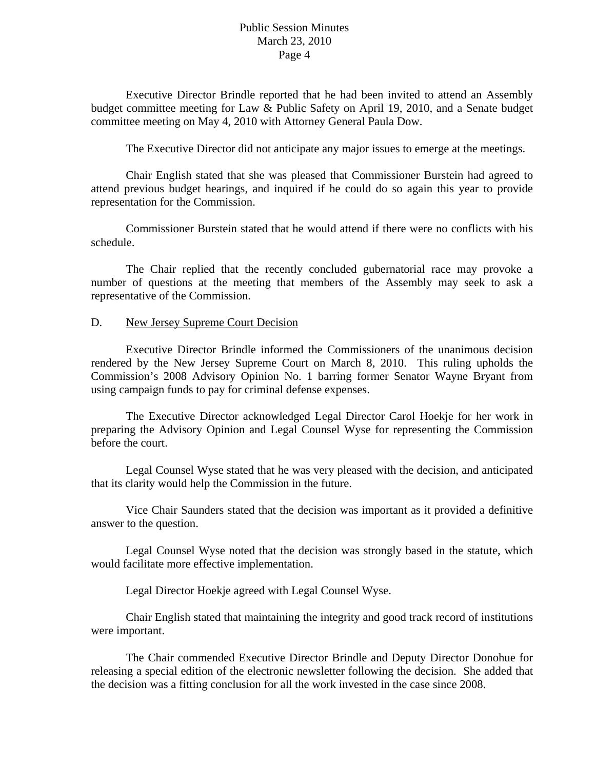Executive Director Brindle reported that he had been invited to attend an Assembly budget committee meeting for Law & Public Safety on April 19, 2010, and a Senate budget committee meeting on May 4, 2010 with Attorney General Paula Dow.

The Executive Director did not anticipate any major issues to emerge at the meetings.

Chair English stated that she was pleased that Commissioner Burstein had agreed to attend previous budget hearings, and inquired if he could do so again this year to provide representation for the Commission.

Commissioner Burstein stated that he would attend if there were no conflicts with his schedule.

The Chair replied that the recently concluded gubernatorial race may provoke a number of questions at the meeting that members of the Assembly may seek to ask a representative of the Commission.

D. <u>New Jersey Supreme Court Decision</u>

Executive Director Brindle informed the Commissioners of the unanimous decision rendered by the New Jersey Supreme Court on March 8, 2010. This ruling upholds the Commission's 2008 Advisory Opinion No. 1 barring former Senator Wayne Bryant from using campaign funds to pay for criminal defense expenses.

The Executive Director acknowledged Legal Director Carol Hoekje for her work in preparing the Advisory Opinion and Legal Counsel Wyse for representing the Commission before the court.

Legal Counsel Wyse stated that he was very pleased with the decision, and anticipated that its clarity would help the Commission in the future.

Vice Chair Saunders stated that the decision was important as it provided a definitive answer to the question.

Legal Counsel Wyse noted that the decision was strongly based in the statute, which would facilitate more effective implementation.

Legal Director Hoekje agreed with Legal Counsel Wyse.

Chair English stated that maintaining the integrity and good track record of institutions were important.

The Chair commended Executive Director Brindle and Deputy Director Donohue for releasing a special edition of the electronic newsletter following the decision. She added that the decision was a fitting conclusion for all the work invested in the case since 2008.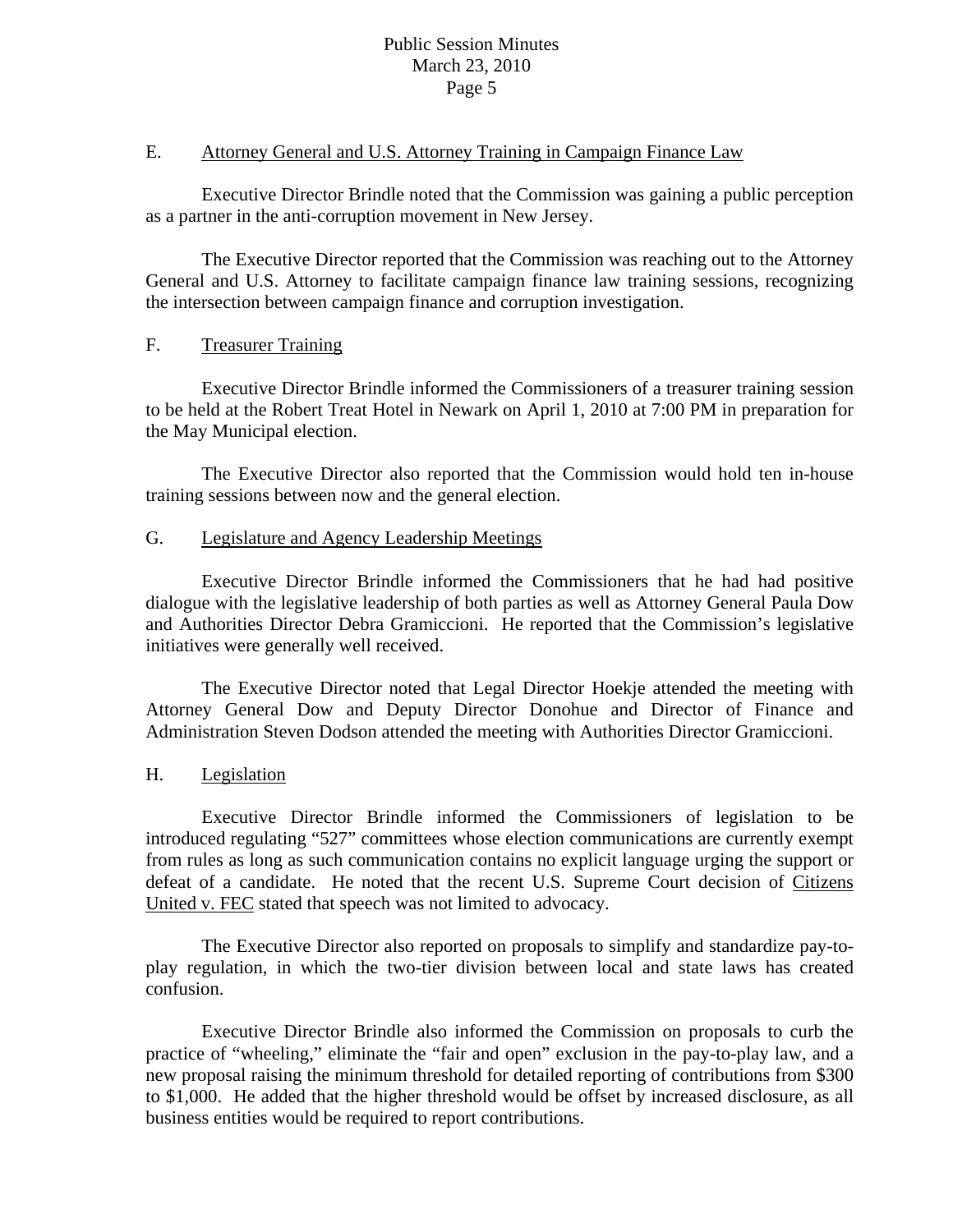## E. Attorney General and U.S. Attorney Training in Campaign Finance Law

Executive Director Brindle noted that the Commission was gaining a public perception as a partner in the anti-corruption movement in New Jersey.

The Executive Director reported that the Commission was reaching out to the Attorney General and U.S. Attorney to facilitate campaign finance law training sessions, recognizing the intersection between campaign finance and corruption investigation.

## F. Treasurer Training

Executive Director Brindle informed the Commissioners of a treasurer training session to be held at the Robert Treat Hotel in Newark on April 1, 2010 at 7:00 PM in preparation for the May Municipal election.

The Executive Director also reported that the Commission would hold ten in-house training sessions between now and the general election.

## G. Legislature and Agency Leadership Meetings

Executive Director Brindle informed the Commissioners that he had had positive dialogue with the legislative leadership of both parties as well as Attorney General Paula Dow and Authorities Director Debra Gramiccioni. He reported that the Commission's legislative initiatives were generally well received.

The Executive Director noted that Legal Director Hoekje attended the meeting with Attorney General Dow and Deputy Director Donohue and Director of Finance and Administration Steven Dodson attended the meeting with Authorities Director Gramiccioni.

## H. Legislation

Executive Director Brindle informed the Commissioners of legislation to be introduced regulating "527" committees whose election communications are currently exempt from rules as long as such communication contains no explicit language urging the support or defeat of a candidate. He noted that the recent U.S. Supreme Court decision of Citizens United v. FEC stated that speech was not limited to advocacy.

The Executive Director also reported on proposals to simplify and standardize pay-to-play regulation, in which the two-tier division between local and state laws has created confusion.

Executive Director Brindle also informed the Commission on proposals to curb the practice of "wheeling," eliminate the "fair and open" exclusion in the pay-to-play law, and a new proposal raising the minimum threshold for detailed reporting of contributions from $300 to $1,000. He added that the higher threshold would be offset by increased disclosure, as all business entities would be required to report contributions.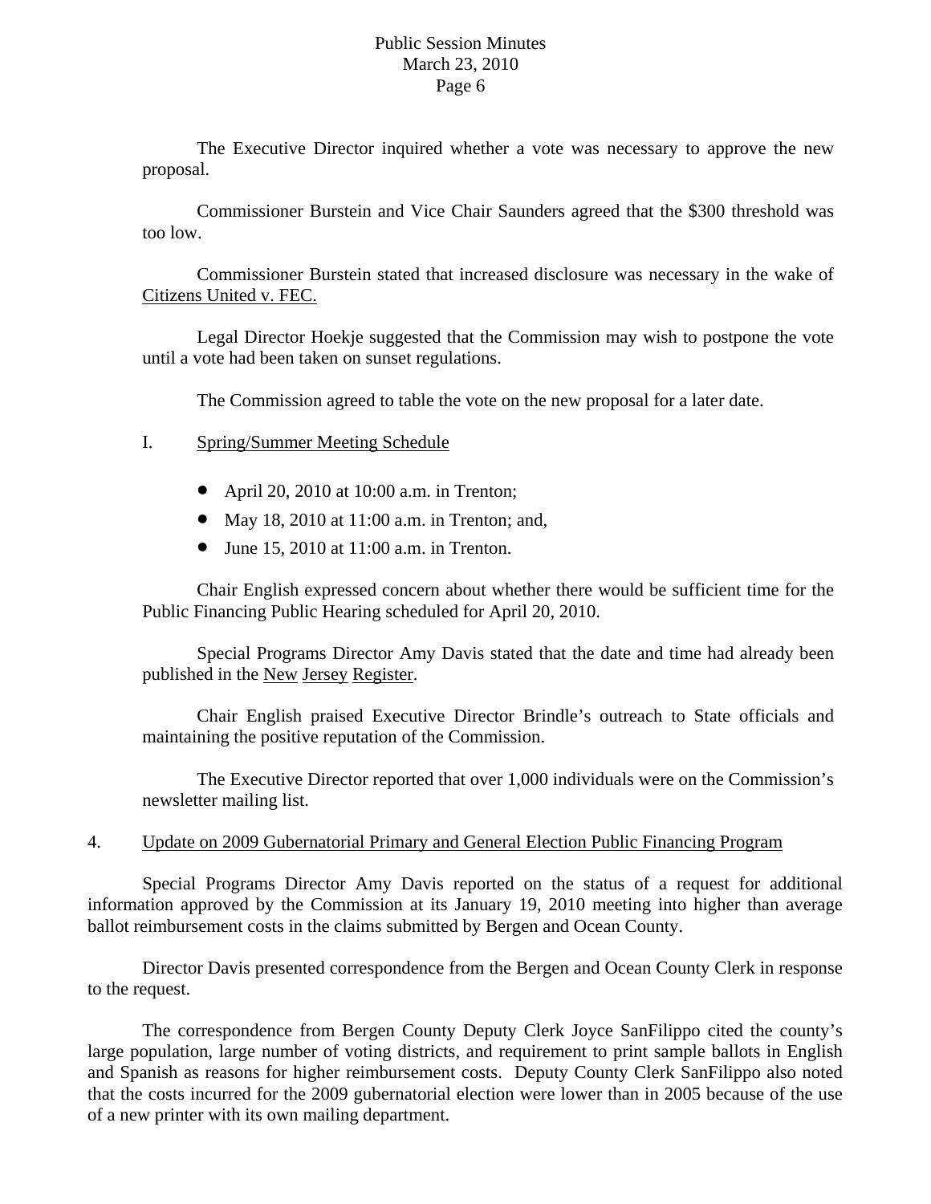The Executive Director inquired whether a vote was necessary to approve the new proposal.

Commissioner Burstein and Vice Chair Saunders agreed that the $300 threshold was too low.

Commissioner Burstein stated that increased disclosure was necessary in the wake of Citizens United v. FEC.

Legal Director Hoekje suggested that the Commission may wish to postpone the vote until a vote had been taken on sunset regulations.

The Commission agreed to table the vote on the new proposal for a later date.

I. Spring/Summer Meeting Schedule

- April 20, 2010 at 10:00 a.m. in Trenton;
- May 18, 2010 at 11:00 a.m. in Trenton; and,
- June 15, 2010 at 11:00 a.m. in Trenton.

Chair English expressed concern about whether there would be sufficient time for the Public Financing Public Hearing scheduled for April 20, 2010.

Special Programs Director Amy Davis stated that the date and time had already been published in the New Jersey Register.

Chair English praised Executive Director Brindle's outreach to State officials and maintaining the positive reputation of the Commission.

The Executive Director reported that over 1,000 individuals were on the Commission's newsletter mailing list.

4. Update on 2009 Gubernatorial Primary and General Election Public Financing Program

Special Programs Director Amy Davis reported on the status of a request for additional information approved by the Commission at its January 19, 2010 meeting into higher than average ballot reimbursement costs in the claims submitted by Bergen and Ocean County.

Director Davis presented correspondence from the Bergen and Ocean County Clerk in response to the request.

The correspondence from Bergen County Deputy Clerk Joyce SanFilippo cited the county's large population, large number of voting districts, and requirement to print sample ballots in English and Spanish as reasons for higher reimbursement costs. Deputy County Clerk SanFilippo also noted that the costs incurred for the 2009 gubernatorial election were lower than in 2005 because of the use of a new printer with its own mailing department.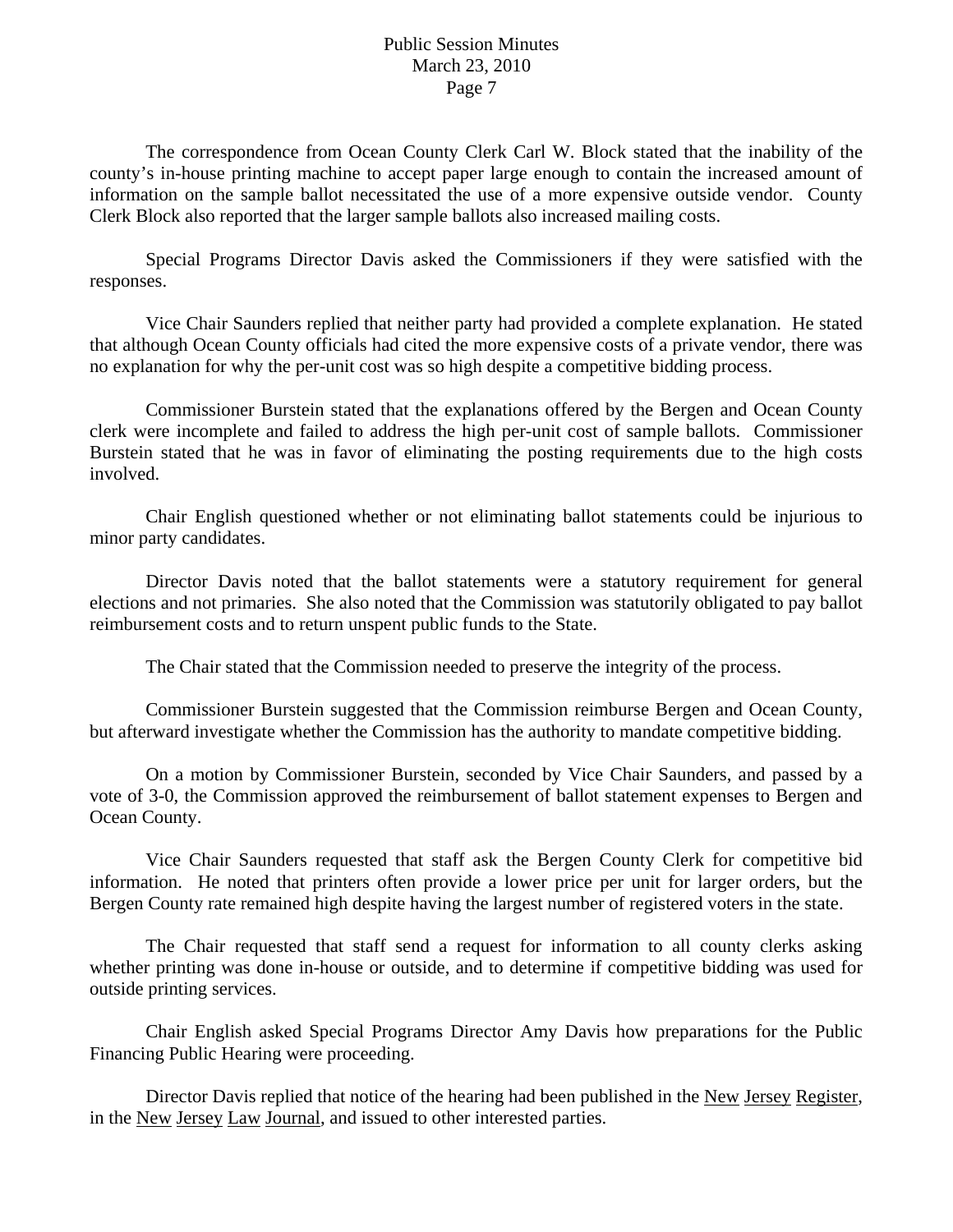The correspondence from Ocean County Clerk Carl W. Block stated that the inability of the county's in-house printing machine to accept paper large enough to contain the increased amount of information on the sample ballot necessitated the use of a more expensive outside vendor. County Clerk Block also reported that the larger sample ballots also increased mailing costs.

Special Programs Director Davis asked the Commissioners if they were satisfied with the responses.

Vice Chair Saunders replied that neither party had provided a complete explanation. He stated that although Ocean County officials had cited the more expensive costs of a private vendor, there was no explanation for why the per-unit cost was so high despite a competitive bidding process.

Commissioner Burstein stated that the explanations offered by the Bergen and Ocean County clerk were incomplete and failed to address the high per-unit cost of sample ballots. Commissioner Burstein stated that he was in favor of eliminating the posting requirements due to the high costs involved.

Chair English questioned whether or not eliminating ballot statements could be injurious to minor party candidates.

Director Davis noted that the ballot statements were a statutory requirement for general elections and not primaries. She also noted that the Commission was statutorily obligated to pay ballot reimbursement costs and to return unspent public funds to the State.

The Chair stated that the Commission needed to preserve the integrity of the process.

Commissioner Burstein suggested that the Commission reimburse Bergen and Ocean County, but afterward investigate whether the Commission has the authority to mandate competitive bidding.

On a motion by Commissioner Burstein, seconded by Vice Chair Saunders, and passed by a vote of 3-0, the Commission approved the reimbursement of ballot statement expenses to Bergen and Ocean County.

Vice Chair Saunders requested that staff ask the Bergen County Clerk for competitive bid information. He noted that printers often provide a lower price per unit for larger orders, but the Bergen County rate remained high despite having the largest number of registered voters in the state.

The Chair requested that staff send a request for information to all county clerks asking whether printing was done in-house or outside, and to determine if competitive bidding was used for outside printing services.

Chair English asked Special Programs Director Amy Davis how preparations for the Public Financing Public Hearing were proceeding.

Director Davis replied that notice of the hearing had been published in the New Jersey Register, in the New Jersey Law Journal, and issued to other interested parties.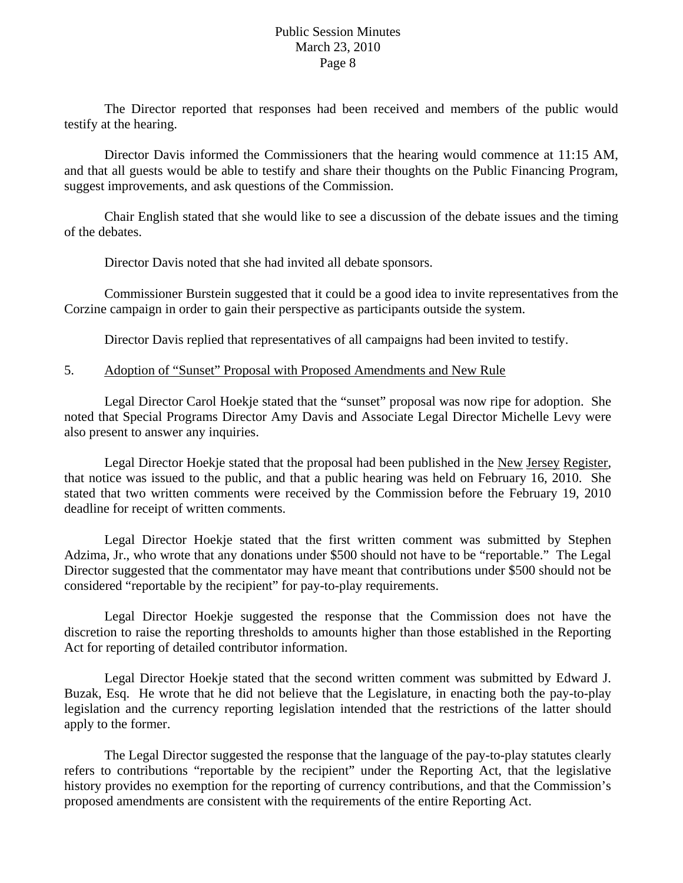The Director reported that responses had been received and members of the public would testify at the hearing.

Director Davis informed the Commissioners that the hearing would commence at 11:15 AM, and that all guests would be able to testify and share their thoughts on the Public Financing Program, suggest improvements, and ask questions of the Commission.

Chair English stated that she would like to see a discussion of the debate issues and the timing of the debates.

Director Davis noted that she had invited all debate sponsors.

Commissioner Burstein suggested that it could be a good idea to invite representatives from the Corzine campaign in order to gain their perspective as participants outside the system.

Director Davis replied that representatives of all campaigns had been invited to testify.

5. Adoption of "Sunset" Proposal with Proposed Amendments and New Rule

Legal Director Carol Hoekje stated that the "sunset" proposal was now ripe for adoption. She noted that Special Programs Director Amy Davis and Associate Legal Director Michelle Levy were also present to answer any inquiries.

Legal Director Hoekje stated that the proposal had been published in the New Jersey Register, that notice was issued to the public, and that a public hearing was held on February 16, 2010. She stated that two written comments were received by the Commission before the February 19, 2010 deadline for receipt of written comments.

Legal Director Hoekje stated that the first written comment was submitted by Stephen Adzima, Jr., who wrote that any donations under $500 should not have to be "reportable." The Legal Director suggested that the commentator may have meant that contributions under $500 should not be considered "reportable by the recipient" for pay-to-play requirements.

Legal Director Hoekje suggested the response that the Commission does not have the discretion to raise the reporting thresholds to amounts higher than those established in the Reporting Act for reporting of detailed contributor information.

Legal Director Hoekje stated that the second written comment was submitted by Edward J. Buzak, Esq. He wrote that he did not believe that the Legislature, in enacting both the pay-to-play legislation and the currency reporting legislation intended that the restrictions of the latter should apply to the former.

The Legal Director suggested the response that the language of the pay-to-play statutes clearly refers to contributions "reportable by the recipient" under the Reporting Act, that the legislative history provides no exemption for the reporting of currency contributions, and that the Commission's proposed amendments are consistent with the requirements of the entire Reporting Act.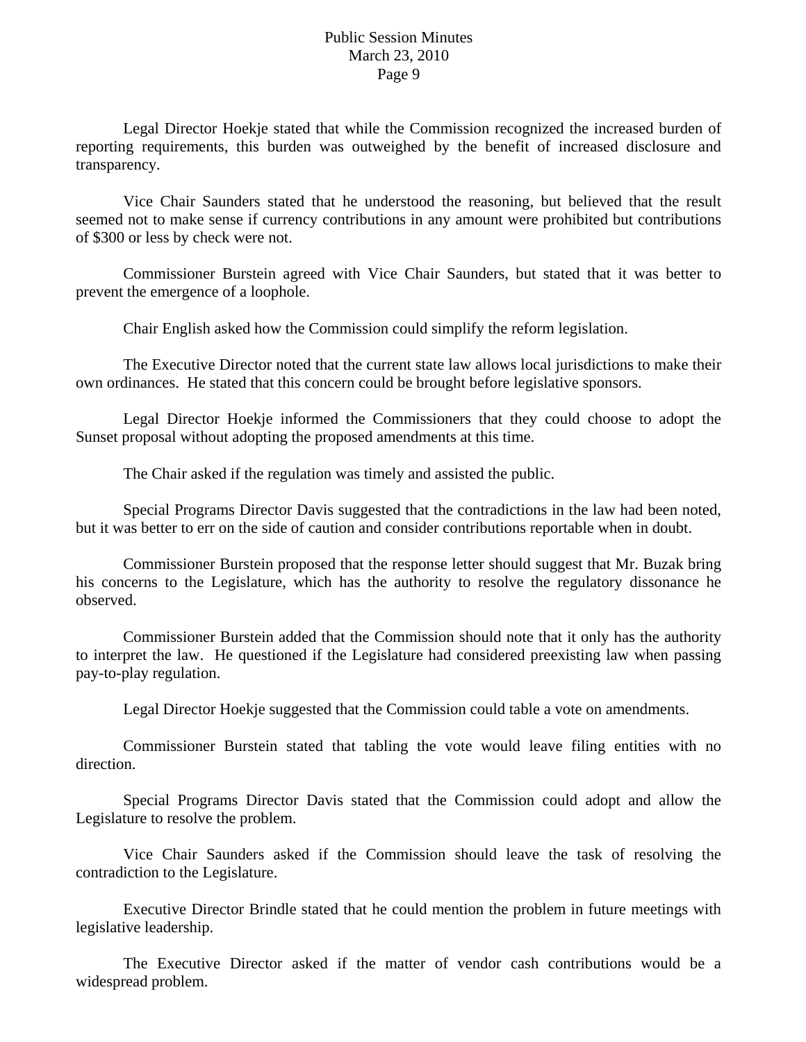Legal Director Hoekje stated that while the Commission recognized the increased burden of reporting requirements, this burden was outweighed by the benefit of increased disclosure and transparency.

Vice Chair Saunders stated that he understood the reasoning, but believed that the result seemed not to make sense if currency contributions in any amount were prohibited but contributions of $300 or less by check were not.

Commissioner Burstein agreed with Vice Chair Saunders, but stated that it was better to prevent the emergence of a loophole.

Chair English asked how the Commission could simplify the reform legislation.

The Executive Director noted that the current state law allows local jurisdictions to make their own ordinances. He stated that this concern could be brought before legislative sponsors.

Legal Director Hoekje informed the Commissioners that they could choose to adopt the Sunset proposal without adopting the proposed amendments at this time.

The Chair asked if the regulation was timely and assisted the public.

Special Programs Director Davis suggested that the contradictions in the law had been noted, but it was better to err on the side of caution and consider contributions reportable when in doubt.

Commissioner Burstein proposed that the response letter should suggest that Mr. Buzak bring his concerns to the Legislature, which has the authority to resolve the regulatory dissonance he observed.

Commissioner Burstein added that the Commission should note that it only has the authority to interpret the law. He questioned if the Legislature had considered preexisting law when passing pay-to-play regulation.

Legal Director Hoekje suggested that the Commission could table a vote on amendments.

Commissioner Burstein stated that tabling the vote would leave filing entities with no direction.

Special Programs Director Davis stated that the Commission could adopt and allow the Legislature to resolve the problem.

Vice Chair Saunders asked if the Commission should leave the task of resolving the contradiction to the Legislature.

Executive Director Brindle stated that he could mention the problem in future meetings with legislative leadership.

The Executive Director asked if the matter of vendor cash contributions would be a widespread problem.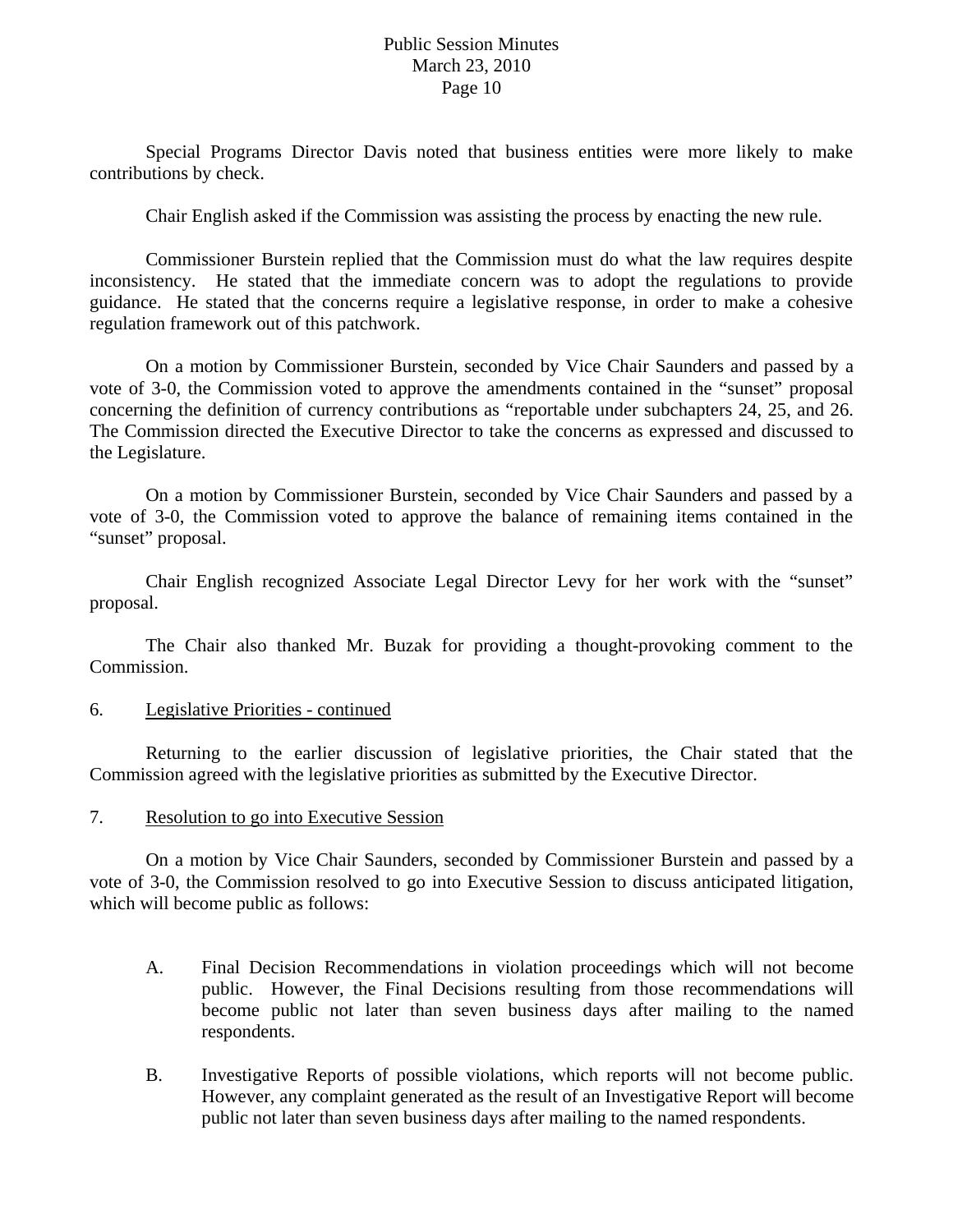Special Programs Director Davis noted that business entities were more likely to make contributions by check.

Chair English asked if the Commission was assisting the process by enacting the new rule.

Commissioner Burstein replied that the Commission must do what the law requires despite inconsistency. He stated that the immediate concern was to adopt the regulations to provide guidance. He stated that the concerns require a legislative response, in order to make a cohesive regulation framework out of this patchwork.

On a motion by Commissioner Burstein, seconded by Vice Chair Saunders and passed by a vote of 3-0, the Commission voted to approve the amendments contained in the "sunset" proposal concerning the definition of currency contributions as "reportable under subchapters 24, 25, and 26. The Commission directed the Executive Director to take the concerns as expressed and discussed to the Legislature.

On a motion by Commissioner Burstein, seconded by Vice Chair Saunders and passed by a vote of 3-0, the Commission voted to approve the balance of remaining items contained in the "sunset" proposal.

Chair English recognized Associate Legal Director Levy for her work with the "sunset" proposal.

The Chair also thanked Mr. Buzak for providing a thought-provoking comment to the Commission.

6. Legislative Priorities - continued

Returning to the earlier discussion of legislative priorities, the Chair stated that the Commission agreed with the legislative priorities as submitted by the Executive Director.

7. Resolution to go into Executive Session

On a motion by Vice Chair Saunders, seconded by Commissioner Burstein and passed by a vote of 3-0, the Commission resolved to go into Executive Session to discuss anticipated litigation, which will become public as follows:

A. Final Decision Recommendations in violation proceedings which will not become public. However, the Final Decisions resulting from those recommendations will become public not later than seven business days after mailing to the named respondents.

B. Investigative Reports of possible violations, which reports will not become public. However, any complaint generated as the result of an Investigative Report will become public not later than seven business days after mailing to the named respondents.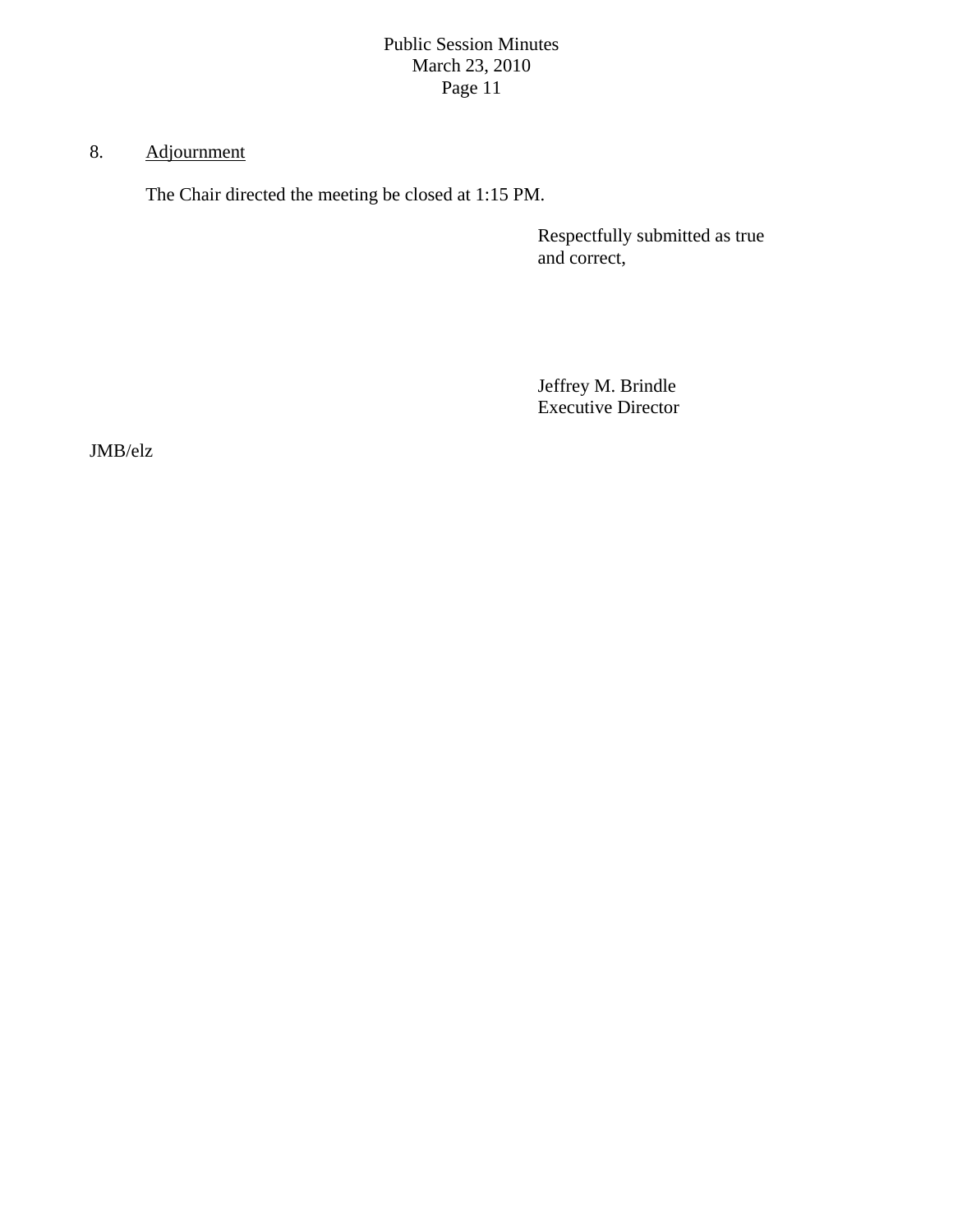8. <u>Adjournment</u>

The Chair directed the meeting be closed at 1:15 PM.

Respectfully submitted as true
and correct,

Jeffrey M. Brindle
Executive Director

JMB/elz